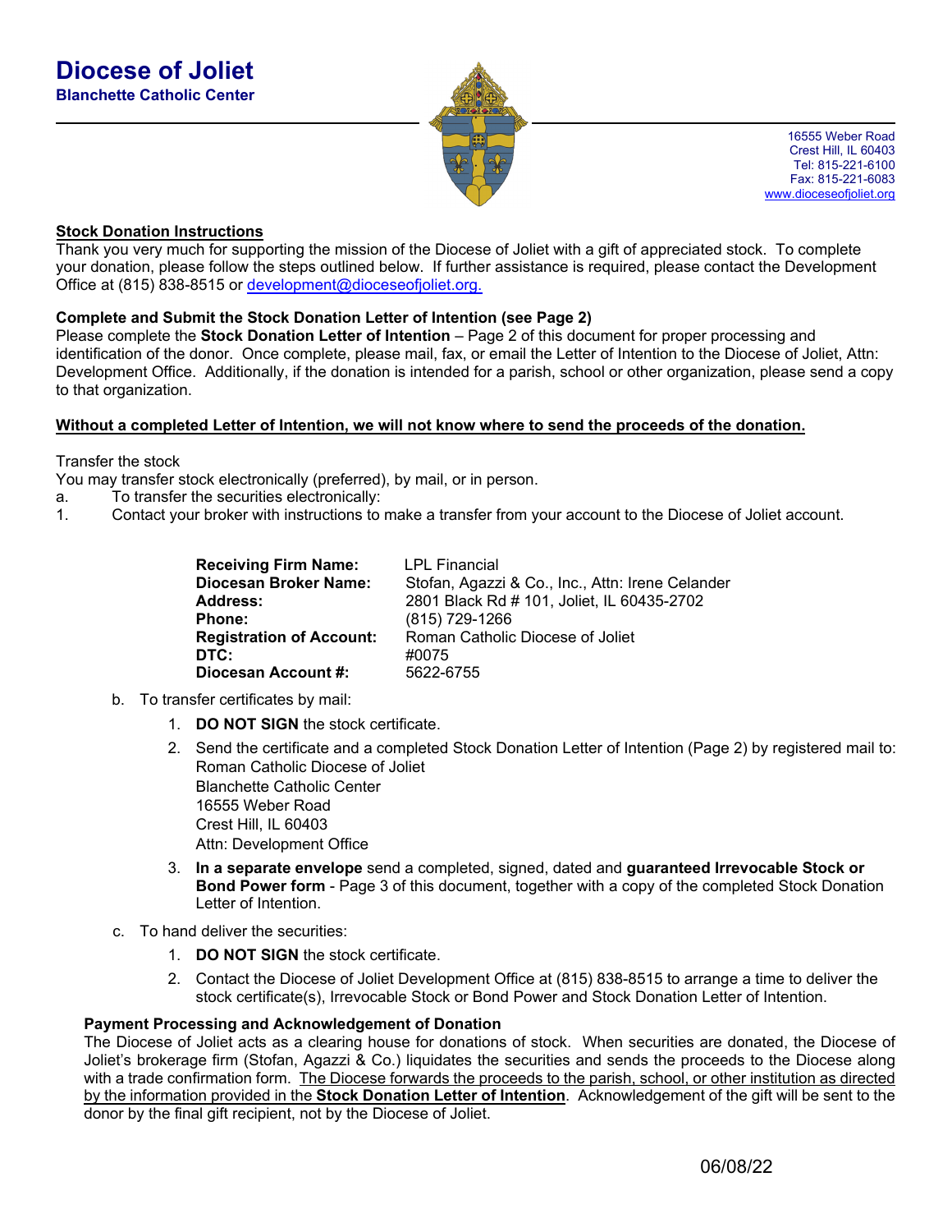# Diocese of Joliet

**Blanchette Catholic Center**

16555 Weber Road
Crest Hill, IL 60403
Tel: 815-221-6100
Fax: 815-221-6083
www.dioceseofjoliet.org

## Stock Donation Instructions

Thank you very much for supporting the mission of the Diocese of Joliet with a gift of appreciated stock. To complete your donation, please follow the steps outlined below. If further assistance is required, please contact the Development Office at (815) 838-8515 or development@dioceseofjoliet.org.

### Complete and Submit the Stock Donation Letter of Intention (see Page 2)

Please complete the **Stock Donation Letter of Intention** – Page 2 of this document for proper processing and identification of the donor. Once complete, please mail, fax, or email the Letter of Intention to the Diocese of Joliet, Attn: Development Office. Additionally, if the donation is intended for a parish, school or other organization, please send a copy to that organization.

**Without a completed Letter of Intention, we will not know where to send the proceeds of the donation.**

Transfer the stock

You may transfer stock electronically (preferred), by mail, or in person.

a. To transfer the securities electronically:

1. Contact your broker with instructions to make a transfer from your account to the Diocese of Joliet account.

| | |
|---|---|
| **Receiving Firm Name:** | LPL Financial |
| **Diocesan Broker Name:** | Stofan, Agazzi & Co., Inc., Attn: Irene Celander |
| **Address:** | 2801 Black Rd # 101, Joliet, IL 60435-2702 |
| **Phone:** | (815) 729-1266 |
| **Registration of Account:** | Roman Catholic Diocese of Joliet |
| **DTC:** | #0075 |
| **Diocesan Account #:** | 5622-6755 |

b. To transfer certificates by mail:

1. **DO NOT SIGN** the stock certificate.
2. Send the certificate and a completed Stock Donation Letter of Intention (Page 2) by registered mail to:
   Roman Catholic Diocese of Joliet
   Blanchette Catholic Center
   16555 Weber Road
   Crest Hill, IL 60403
   Attn: Development Office
3. **In a separate envelope** send a completed, signed, dated and **guaranteed Irrevocable Stock or Bond Power form** - Page 3 of this document, together with a copy of the completed Stock Donation Letter of Intention.

c. To hand deliver the securities:

1. **DO NOT SIGN** the stock certificate.
2. Contact the Diocese of Joliet Development Office at (815) 838-8515 to arrange a time to deliver the stock certificate(s), Irrevocable Stock or Bond Power and Stock Donation Letter of Intention.

### Payment Processing and Acknowledgement of Donation

The Diocese of Joliet acts as a clearing house for donations of stock. When securities are donated, the Diocese of Joliet's brokerage firm (Stofan, Agazzi & Co.) liquidates the securities and sends the proceeds to the Diocese along with a trade confirmation form. The Diocese forwards the proceeds to the parish, school, or other institution as directed by the information provided in the **Stock Donation Letter of Intention**. Acknowledgement of the gift will be sent to the donor by the final gift recipient, not by the Diocese of Joliet.

06/08/22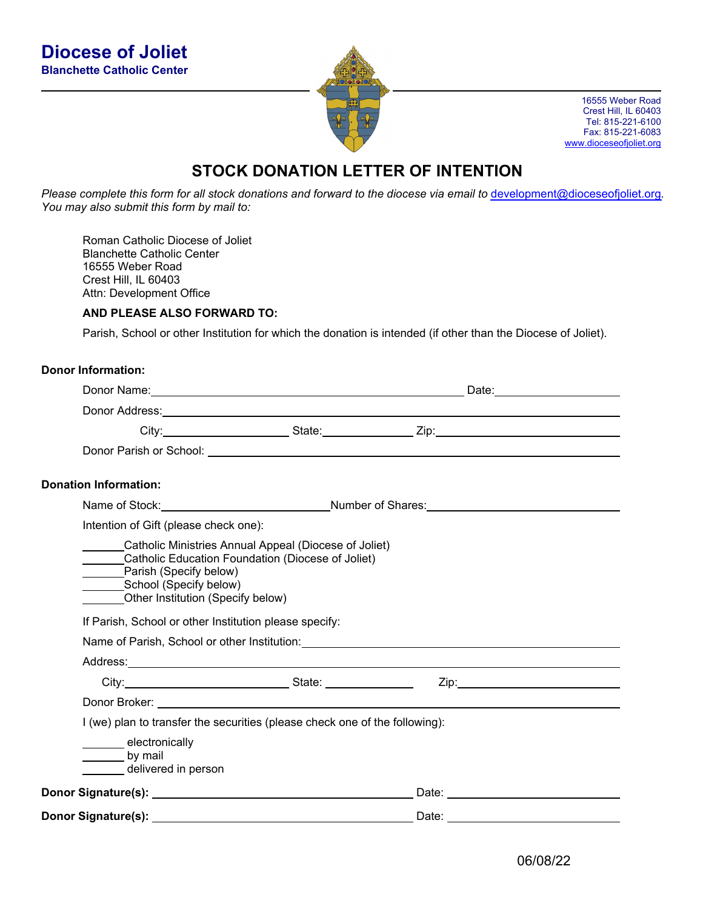**Diocese of Joliet**
**Blanchette Catholic Center**

16555 Weber Road
Crest Hill, IL 60403
Tel: 815-221-6100
Fax: 815-221-6083
www.dioceseofjoliet.org

# STOCK DONATION LETTER OF INTENTION

*Please complete this form for all stock donations and forward to the diocese via email to development@dioceseofjoliet.org. You may also submit this form by mail to:*

Roman Catholic Diocese of Joliet
Blanchette Catholic Center
16555 Weber Road
Crest Hill, IL 60403
Attn: Development Office

**AND PLEASE ALSO FORWARD TO:**

Parish, School or other Institution for which the donation is intended (if other than the Diocese of Joliet).

**Donor Information:**

Donor Name:______________________________ Date:____________

Donor Address:______________________________________________

City:______________ State:__________ Zip:________________

Donor Parish or School: ______________________________________

**Donation Information:**

Name of Stock:__________________Number of Shares:__________________

Intention of Gift (please check one):

_______Catholic Ministries Annual Appeal (Diocese of Joliet)
_______Catholic Education Foundation (Diocese of Joliet)
_______Parish (Specify below)
_______School (Specify below)
_______Other Institution (Specify below)

If Parish, School or other Institution please specify:

Name of Parish, School or other Institution:______________________________

Address:______________________________________________________

City:__________________ State: __________ Zip:__________________

Donor Broker: ______________________________________________

I (we) plan to transfer the securities (please check one of the following):

_______ electronically
_______ by mail
_______ delivered in person

**Donor Signature(s):** ______________________________ Date: ________________

**Donor Signature(s):** ______________________________ Date: ________________

06/08/22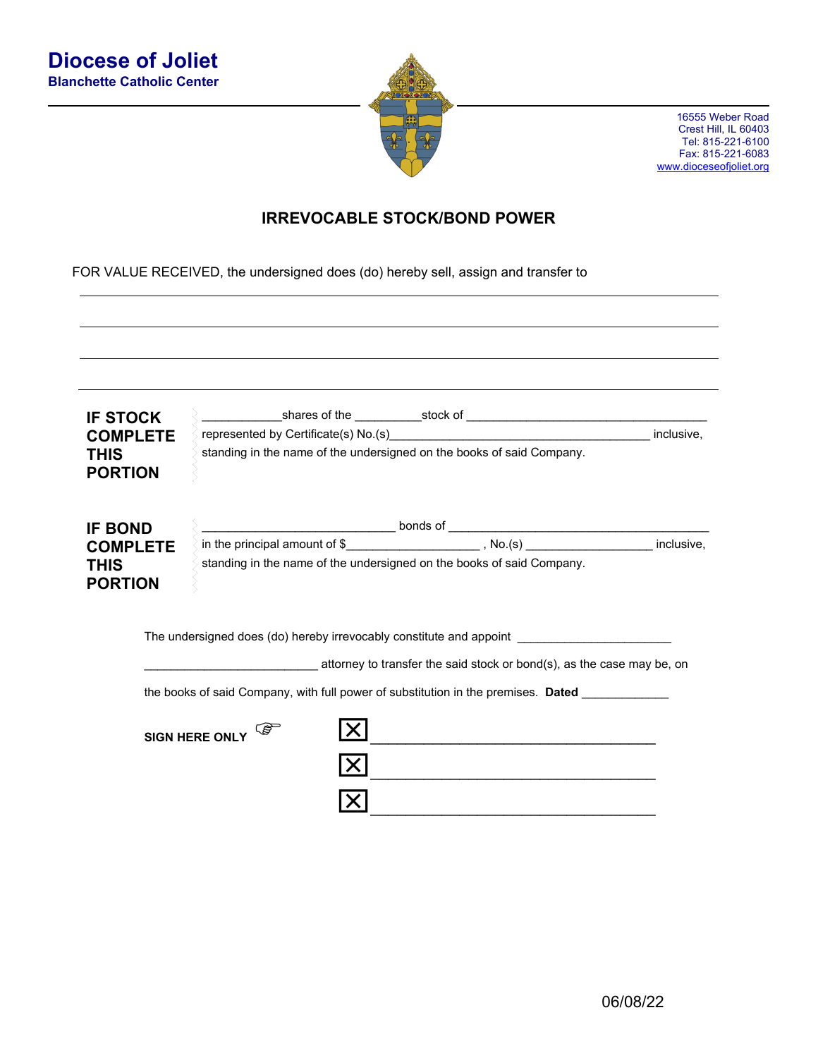**Diocese of Joliet**
**Blanchette Catholic Center**

16555 Weber Road
Crest Hill, IL 60403
Tel: 815-221-6100
Fax: 815-221-6083
www.dioceseofjoliet.org

## IRREVOCABLE STOCK/BOND POWER

FOR VALUE RECEIVED, the undersigned does (do) hereby sell, assign and transfer to

___________________________________________________________________________

___________________________________________________________________________

___________________________________________________________________________

___________________________________________________________________________

**IF STOCK COMPLETE THIS PORTION**

___________shares of the _________stock of ___________________________________
represented by Certificate(s) No.(s)_______________________________________ inclusive,
standing in the name of the undersigned on the books of said Company.

**IF BOND COMPLETE THIS PORTION**

___________________________ bonds of _____________________________________
in the principal amount of $__________________ , No.(s) __________________ inclusive,
standing in the name of the undersigned on the books of said Company.

The undersigned does (do) hereby irrevocably constitute and appoint ______________________

_________________________ attorney to transfer the said stock or bond(s), as the case may be, on

the books of said Company, with full power of substitution in the premises. **Dated** ____________

**SIGN HERE ONLY** ☞

☒ _____________________________________

☒ _____________________________________

☒ _____________________________________

06/08/22